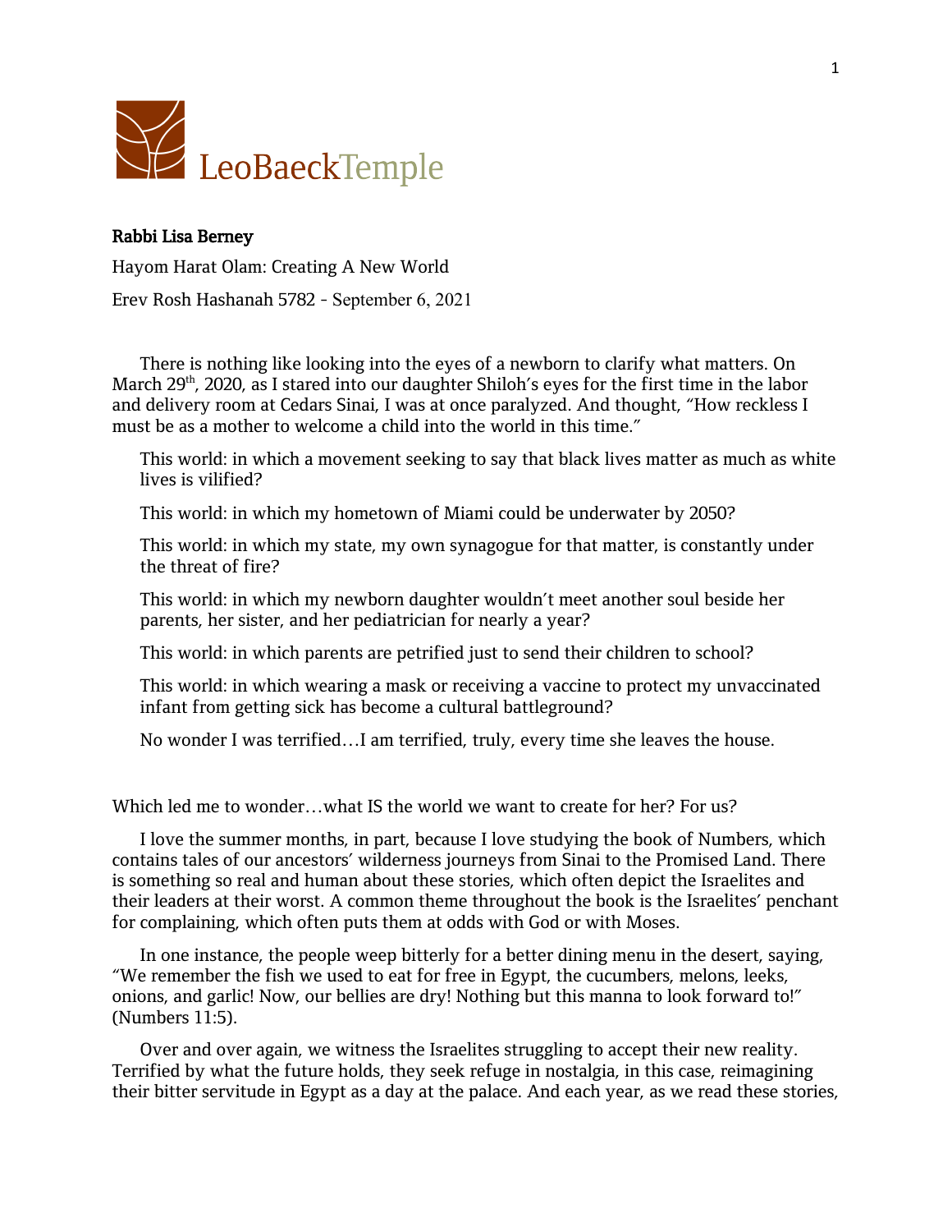LeoBaeckTemple

**Rabbi Lisa Berney**

Hayom Harat Olam: Creating A New World

Erev Rosh Hashanah 5782 - September 6, 2021

There is nothing like looking into the eyes of a newborn to clarify what matters. On March 29th, 2020, as I stared into our daughter Shiloh's eyes for the first time in the labor and delivery room at Cedars Sinai, I was at once paralyzed. And thought, "How reckless I must be as a mother to welcome a child into the world in this time."

This world: in which a movement seeking to say that black lives matter as much as white lives is vilified?

This world: in which my hometown of Miami could be underwater by 2050?

This world: in which my state, my own synagogue for that matter, is constantly under the threat of fire?

This world: in which my newborn daughter wouldn't meet another soul beside her parents, her sister, and her pediatrician for nearly a year?

This world: in which parents are petrified just to send their children to school?

This world: in which wearing a mask or receiving a vaccine to protect my unvaccinated infant from getting sick has become a cultural battleground?

No wonder I was terrified…I am terrified, truly, every time she leaves the house.

Which led me to wonder…what IS the world we want to create for her? For us?

I love the summer months, in part, because I love studying the book of Numbers, which contains tales of our ancestors' wilderness journeys from Sinai to the Promised Land. There is something so real and human about these stories, which often depict the Israelites and their leaders at their worst. A common theme throughout the book is the Israelites' penchant for complaining, which often puts them at odds with God or with Moses.

In one instance, the people weep bitterly for a better dining menu in the desert, saying, "We remember the fish we used to eat for free in Egypt, the cucumbers, melons, leeks, onions, and garlic! Now, our bellies are dry! Nothing but this manna to look forward to!" (Numbers 11:5).

Over and over again, we witness the Israelites struggling to accept their new reality. Terrified by what the future holds, they seek refuge in nostalgia, in this case, reimagining their bitter servitude in Egypt as a day at the palace. And each year, as we read these stories,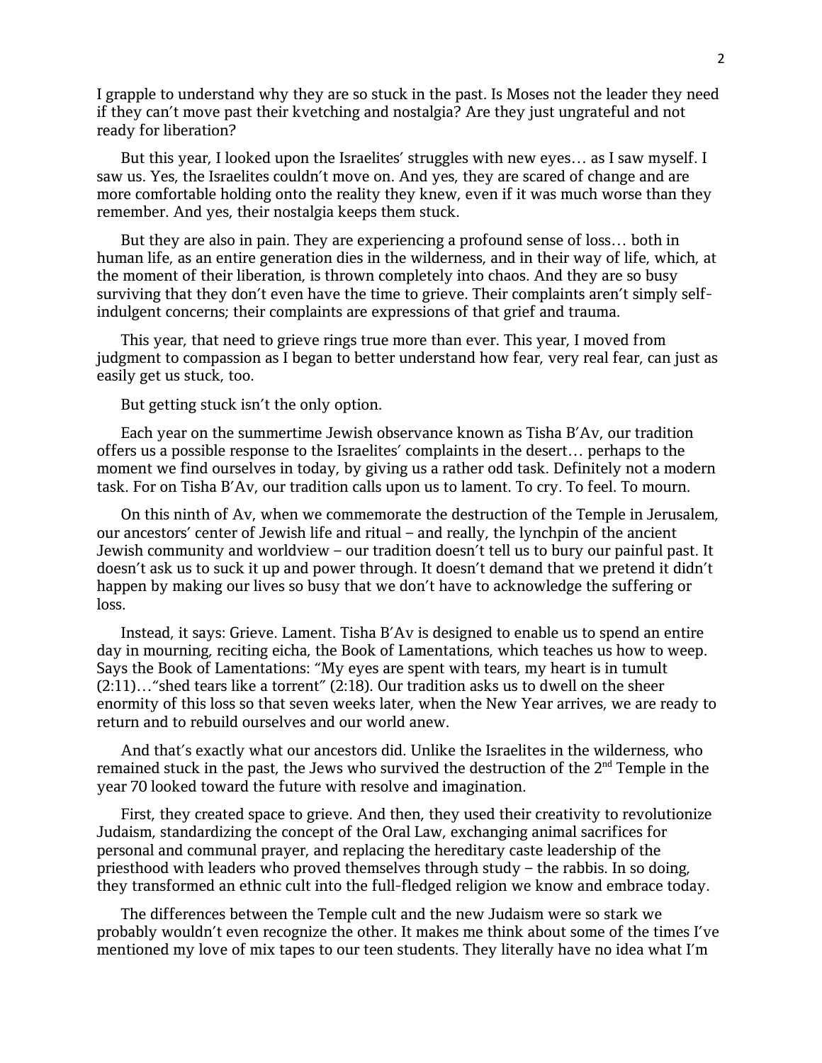I grapple to understand why they are so stuck in the past. Is Moses not the leader they need if they can't move past their kvetching and nostalgia? Are they just ungrateful and not ready for liberation?

But this year, I looked upon the Israelites' struggles with new eyes… as I saw myself. I saw us. Yes, the Israelites couldn't move on. And yes, they are scared of change and are more comfortable holding onto the reality they knew, even if it was much worse than they remember. And yes, their nostalgia keeps them stuck.

But they are also in pain. They are experiencing a profound sense of loss… both in human life, as an entire generation dies in the wilderness, and in their way of life, which, at the moment of their liberation, is thrown completely into chaos. And they are so busy surviving that they don't even have the time to grieve. Their complaints aren't simply self-indulgent concerns; their complaints are expressions of that grief and trauma.

This year, that need to grieve rings true more than ever. This year, I moved from judgment to compassion as I began to better understand how fear, very real fear, can just as easily get us stuck, too.

But getting stuck isn't the only option.

Each year on the summertime Jewish observance known as Tisha B'Av, our tradition offers us a possible response to the Israelites' complaints in the desert… perhaps to the moment we find ourselves in today, by giving us a rather odd task. Definitely not a modern task. For on Tisha B'Av, our tradition calls upon us to lament. To cry. To feel. To mourn.

On this ninth of Av, when we commemorate the destruction of the Temple in Jerusalem, our ancestors' center of Jewish life and ritual – and really, the lynchpin of the ancient Jewish community and worldview – our tradition doesn't tell us to bury our painful past. It doesn't ask us to suck it up and power through. It doesn't demand that we pretend it didn't happen by making our lives so busy that we don't have to acknowledge the suffering or loss.

Instead, it says: Grieve. Lament. Tisha B'Av is designed to enable us to spend an entire day in mourning, reciting eicha, the Book of Lamentations, which teaches us how to weep. Says the Book of Lamentations: "My eyes are spent with tears, my heart is in tumult (2:11)…"shed tears like a torrent" (2:18). Our tradition asks us to dwell on the sheer enormity of this loss so that seven weeks later, when the New Year arrives, we are ready to return and to rebuild ourselves and our world anew.

And that's exactly what our ancestors did. Unlike the Israelites in the wilderness, who remained stuck in the past, the Jews who survived the destruction of the 2nd Temple in the year 70 looked toward the future with resolve and imagination.

First, they created space to grieve. And then, they used their creativity to revolutionize Judaism, standardizing the concept of the Oral Law, exchanging animal sacrifices for personal and communal prayer, and replacing the hereditary caste leadership of the priesthood with leaders who proved themselves through study – the rabbis. In so doing, they transformed an ethnic cult into the full-fledged religion we know and embrace today.

The differences between the Temple cult and the new Judaism were so stark we probably wouldn't even recognize the other. It makes me think about some of the times I've mentioned my love of mix tapes to our teen students. They literally have no idea what I'm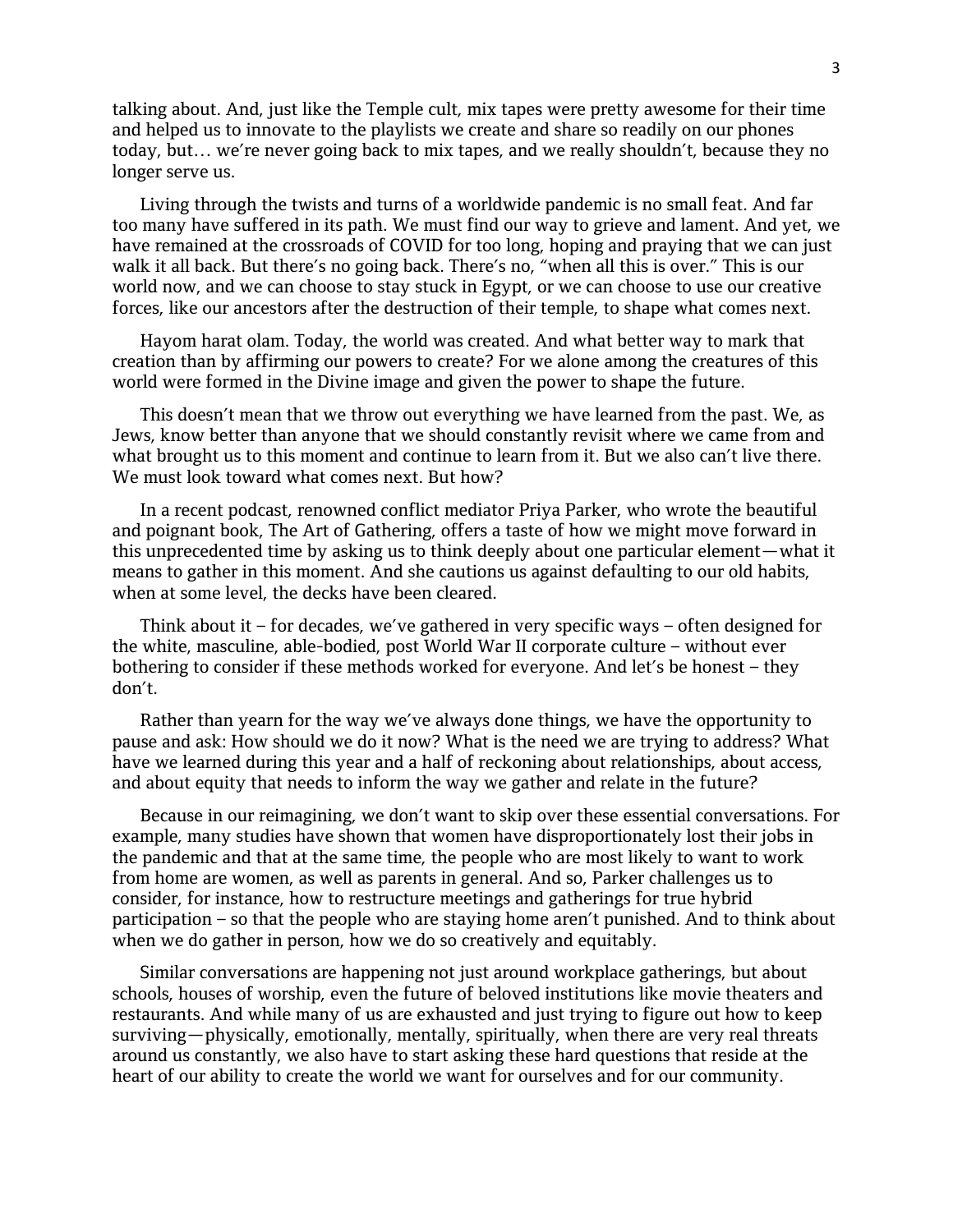talking about. And, just like the Temple cult, mix tapes were pretty awesome for their time and helped us to innovate to the playlists we create and share so readily on our phones today, but… we're never going back to mix tapes, and we really shouldn't, because they no longer serve us.

Living through the twists and turns of a worldwide pandemic is no small feat. And far too many have suffered in its path. We must find our way to grieve and lament. And yet, we have remained at the crossroads of COVID for too long, hoping and praying that we can just walk it all back. But there's no going back. There's no, "when all this is over." This is our world now, and we can choose to stay stuck in Egypt, or we can choose to use our creative forces, like our ancestors after the destruction of their temple, to shape what comes next.

Hayom harat olam. Today, the world was created. And what better way to mark that creation than by affirming our powers to create? For we alone among the creatures of this world were formed in the Divine image and given the power to shape the future.

This doesn't mean that we throw out everything we have learned from the past. We, as Jews, know better than anyone that we should constantly revisit where we came from and what brought us to this moment and continue to learn from it. But we also can't live there. We must look toward what comes next. But how?

In a recent podcast, renowned conflict mediator Priya Parker, who wrote the beautiful and poignant book, The Art of Gathering, offers a taste of how we might move forward in this unprecedented time by asking us to think deeply about one particular element—what it means to gather in this moment. And she cautions us against defaulting to our old habits, when at some level, the decks have been cleared.

Think about it – for decades, we've gathered in very specific ways – often designed for the white, masculine, able-bodied, post World War II corporate culture – without ever bothering to consider if these methods worked for everyone. And let's be honest – they don't.

Rather than yearn for the way we've always done things, we have the opportunity to pause and ask: How should we do it now? What is the need we are trying to address? What have we learned during this year and a half of reckoning about relationships, about access, and about equity that needs to inform the way we gather and relate in the future?

Because in our reimagining, we don't want to skip over these essential conversations. For example, many studies have shown that women have disproportionately lost their jobs in the pandemic and that at the same time, the people who are most likely to want to work from home are women, as well as parents in general. And so, Parker challenges us to consider, for instance, how to restructure meetings and gatherings for true hybrid participation – so that the people who are staying home aren't punished. And to think about when we do gather in person, how we do so creatively and equitably.

Similar conversations are happening not just around workplace gatherings, but about schools, houses of worship, even the future of beloved institutions like movie theaters and restaurants. And while many of us are exhausted and just trying to figure out how to keep surviving—physically, emotionally, mentally, spiritually, when there are very real threats around us constantly, we also have to start asking these hard questions that reside at the heart of our ability to create the world we want for ourselves and for our community.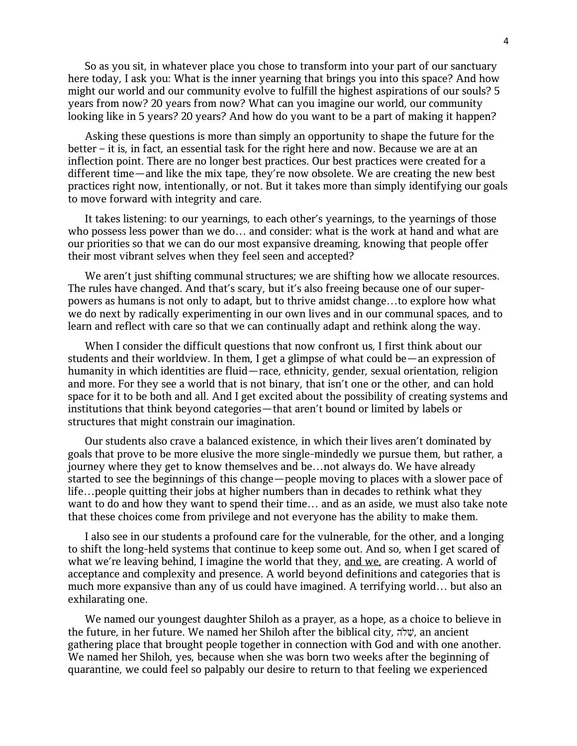So as you sit, in whatever place you chose to transform into your part of our sanctuary here today, I ask you: What is the inner yearning that brings you into this space? And how might our world and our community evolve to fulfill the highest aspirations of our souls? 5 years from now? 20 years from now? What can you imagine our world, our community looking like in 5 years? 20 years? And how do you want to be a part of making it happen?

Asking these questions is more than simply an opportunity to shape the future for the better – it is, in fact, an essential task for the right here and now. Because we are at an inflection point. There are no longer best practices. Our best practices were created for a different time—and like the mix tape, they're now obsolete. We are creating the new best practices right now, intentionally, or not. But it takes more than simply identifying our goals to move forward with integrity and care.

It takes listening: to our yearnings, to each other's yearnings, to the yearnings of those who possess less power than we do… and consider: what is the work at hand and what are our priorities so that we can do our most expansive dreaming, knowing that people offer their most vibrant selves when they feel seen and accepted?

We aren't just shifting communal structures; we are shifting how we allocate resources. The rules have changed. And that's scary, but it's also freeing because one of our super-powers as humans is not only to adapt, but to thrive amidst change…to explore how what we do next by radically experimenting in our own lives and in our communal spaces, and to learn and reflect with care so that we can continually adapt and rethink along the way.

When I consider the difficult questions that now confront us, I first think about our students and their worldview. In them, I get a glimpse of what could be—an expression of humanity in which identities are fluid—race, ethnicity, gender, sexual orientation, religion and more. For they see a world that is not binary, that isn't one or the other, and can hold space for it to be both and all. And I get excited about the possibility of creating systems and institutions that think beyond categories—that aren't bound or limited by labels or structures that might constrain our imagination.

Our students also crave a balanced existence, in which their lives aren't dominated by goals that prove to be more elusive the more single-mindedly we pursue them, but rather, a journey where they get to know themselves and be…not always do. We have already started to see the beginnings of this change—people moving to places with a slower pace of life…people quitting their jobs at higher numbers than in decades to rethink what they want to do and how they want to spend their time… and as an aside, we must also take note that these choices come from privilege and not everyone has the ability to make them.

I also see in our students a profound care for the vulnerable, for the other, and a longing to shift the long-held systems that continue to keep some out. And so, when I get scared of what we're leaving behind, I imagine the world that they, <u>and we,</u> are creating. A world of acceptance and complexity and presence. A world beyond definitions and categories that is much more expansive than any of us could have imagined. A terrifying world… but also an exhilarating one.

We named our youngest daughter Shiloh as a prayer, as a hope, as a choice to believe in the future, in her future. We named her Shiloh after the biblical city, שִׁלֹה, an ancient gathering place that brought people together in connection with God and with one another. We named her Shiloh, yes, because when she was born two weeks after the beginning of quarantine, we could feel so palpably our desire to return to that feeling we experienced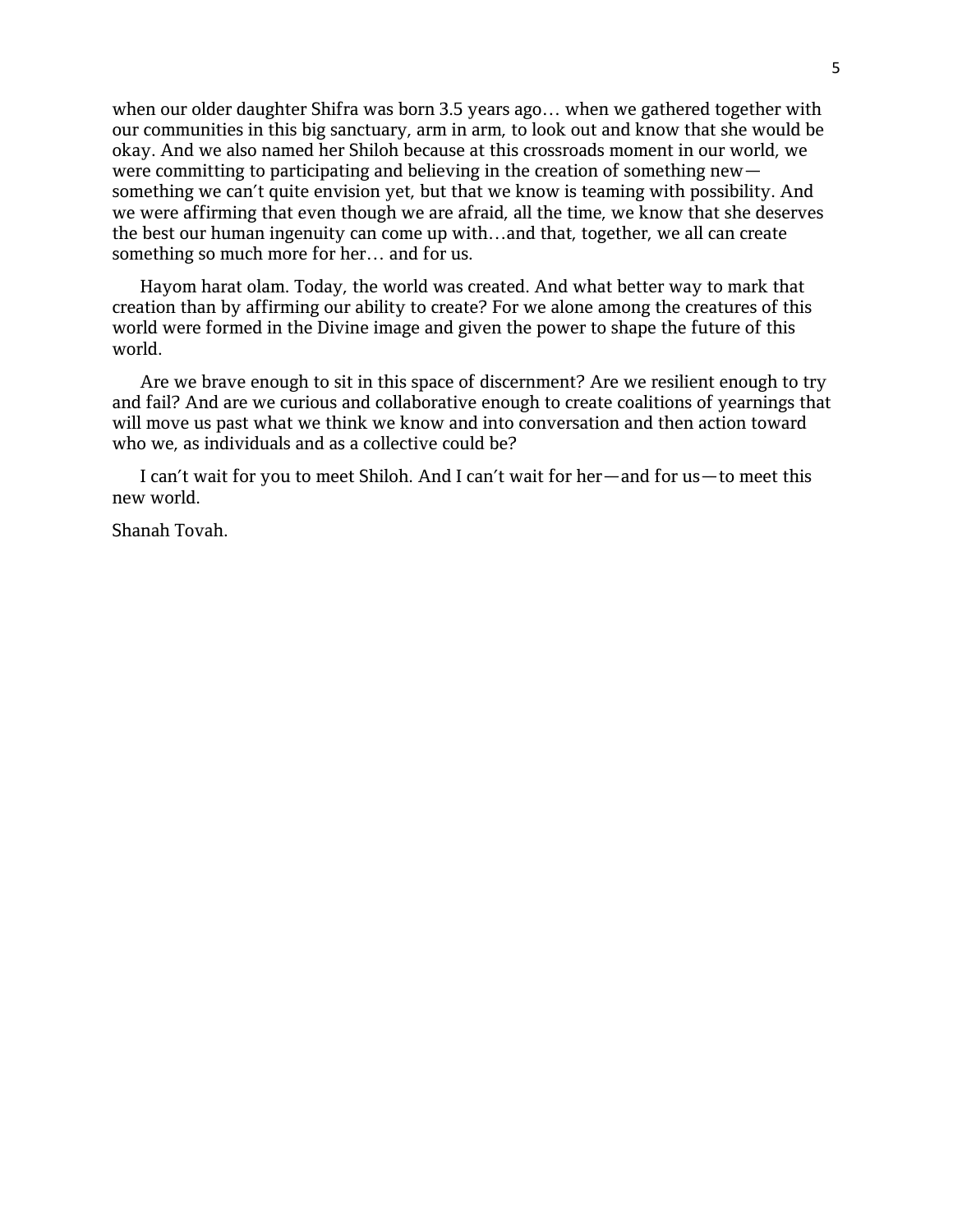when our older daughter Shifra was born 3.5 years ago… when we gathered together with our communities in this big sanctuary, arm in arm, to look out and know that she would be okay. And we also named her Shiloh because at this crossroads moment in our world, we were committing to participating and believing in the creation of something new—something we can't quite envision yet, but that we know is teaming with possibility. And we were affirming that even though we are afraid, all the time, we know that she deserves the best our human ingenuity can come up with…and that, together, we all can create something so much more for her… and for us.

Hayom harat olam. Today, the world was created. And what better way to mark that creation than by affirming our ability to create? For we alone among the creatures of this world were formed in the Divine image and given the power to shape the future of this world.

Are we brave enough to sit in this space of discernment? Are we resilient enough to try and fail? And are we curious and collaborative enough to create coalitions of yearnings that will move us past what we think we know and into conversation and then action toward who we, as individuals and as a collective could be?

I can't wait for you to meet Shiloh. And I can't wait for her—and for us—to meet this new world.

Shanah Tovah.